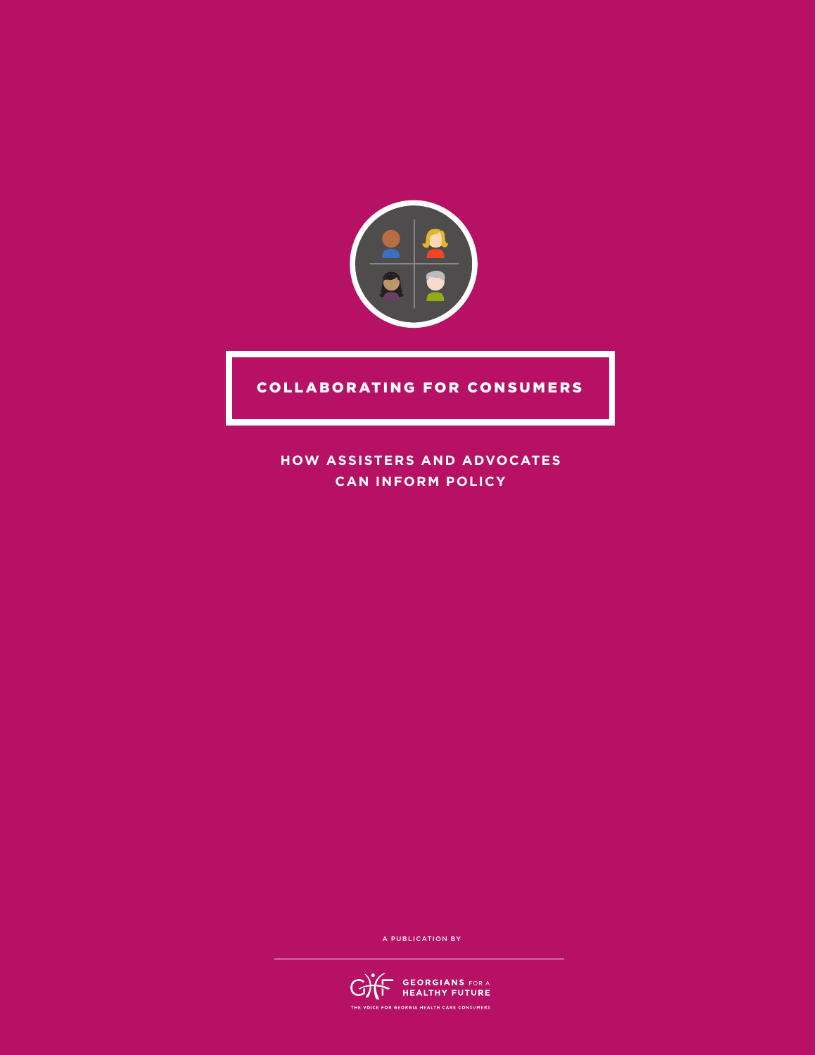# COLLABORATING FOR CONSUMERS

## HOW ASSISTERS AND ADVOCATES CAN INFORM POLICY

A PUBLICATION BY

GEORGIANS FOR A HEALTHY FUTURE

THE VOICE FOR GEORGIA HEALTH CARE CONSUMERS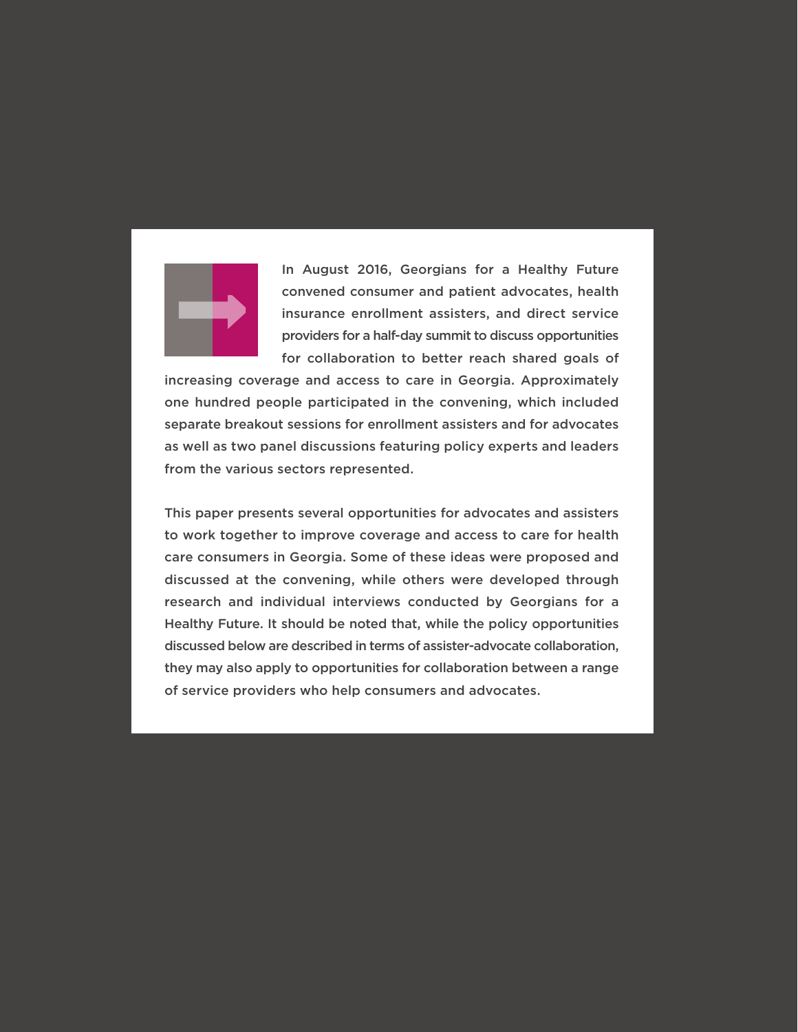In August 2016, Georgians for a Healthy Future convened consumer and patient advocates, health insurance enrollment assisters, and direct service providers for a half-day summit to discuss opportunities for collaboration to better reach shared goals of increasing coverage and access to care in Georgia. Approximately one hundred people participated in the convening, which included separate breakout sessions for enrollment assisters and for advocates as well as two panel discussions featuring policy experts and leaders from the various sectors represented.

This paper presents several opportunities for advocates and assisters to work together to improve coverage and access to care for health care consumers in Georgia. Some of these ideas were proposed and discussed at the convening, while others were developed through research and individual interviews conducted by Georgians for a Healthy Future. It should be noted that, while the policy opportunities discussed below are described in terms of assister-advocate collaboration, they may also apply to opportunities for collaboration between a range of service providers who help consumers and advocates.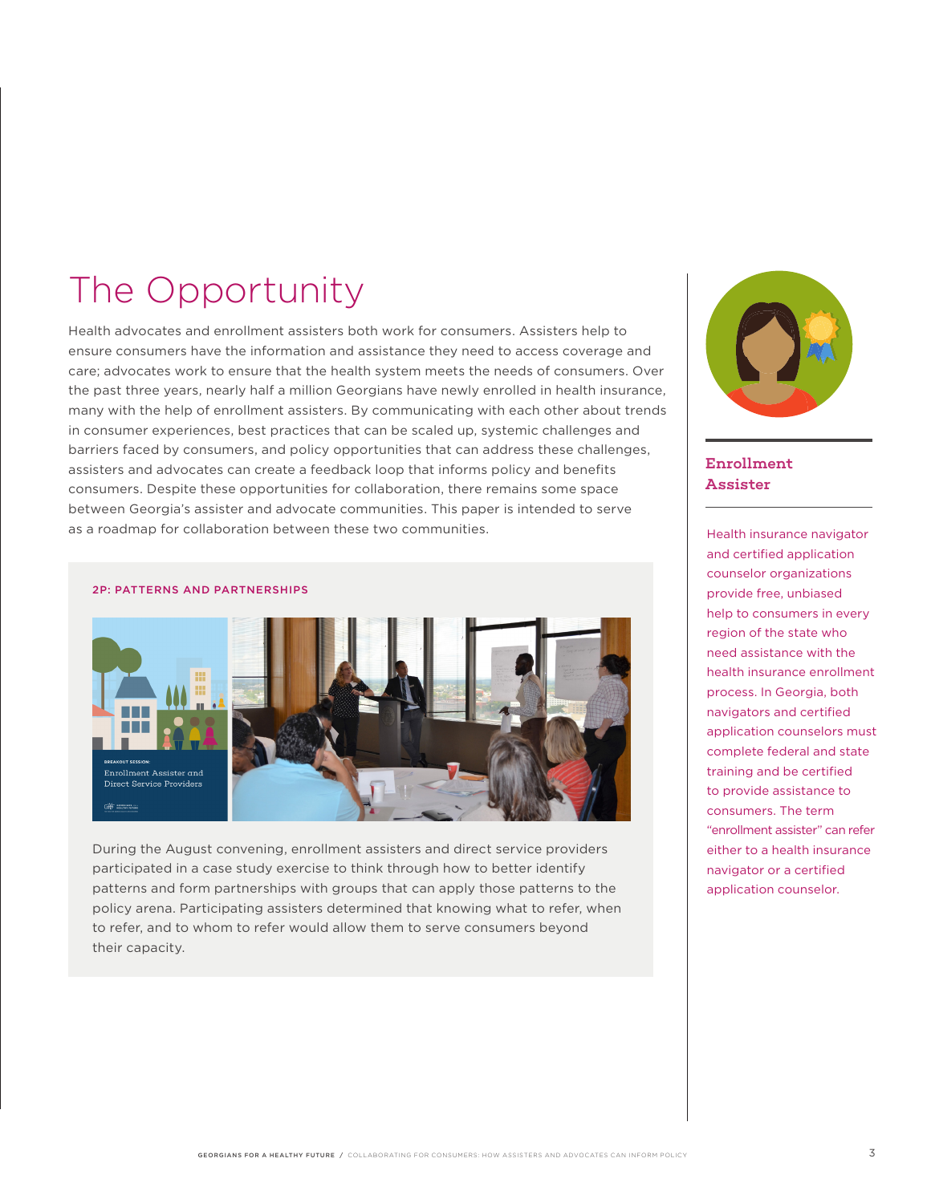# The Opportunity

Health advocates and enrollment assisters both work for consumers. Assisters help to ensure consumers have the information and assistance they need to access coverage and care; advocates work to ensure that the health system meets the needs of consumers. Over the past three years, nearly half a million Georgians have newly enrolled in health insurance, many with the help of enrollment assisters. By communicating with each other about trends in consumer experiences, best practices that can be scaled up, systemic challenges and barriers faced by consumers, and policy opportunities that can address these challenges, assisters and advocates can create a feedback loop that informs policy and benefits consumers. Despite these opportunities for collaboration, there remains some space between Georgia's assister and advocate communities. This paper is intended to serve as a roadmap for collaboration between these two communities.

**2P: PATTERNS AND PARTNERSHIPS**

During the August convening, enrollment assisters and direct service providers participated in a case study exercise to think through how to better identify patterns and form partnerships with groups that can apply those patterns to the policy arena. Participating assisters determined that knowing what to refer, when to refer, and to whom to refer would allow them to serve consumers beyond their capacity.

## Enrollment Assister

Health insurance navigator and certified application counselor organizations provide free, unbiased help to consumers in every region of the state who need assistance with the health insurance enrollment process. In Georgia, both navigators and certified application counselors must complete federal and state training and be certified to provide assistance to consumers. The term "enrollment assister" can refer either to a health insurance navigator or a certified application counselor.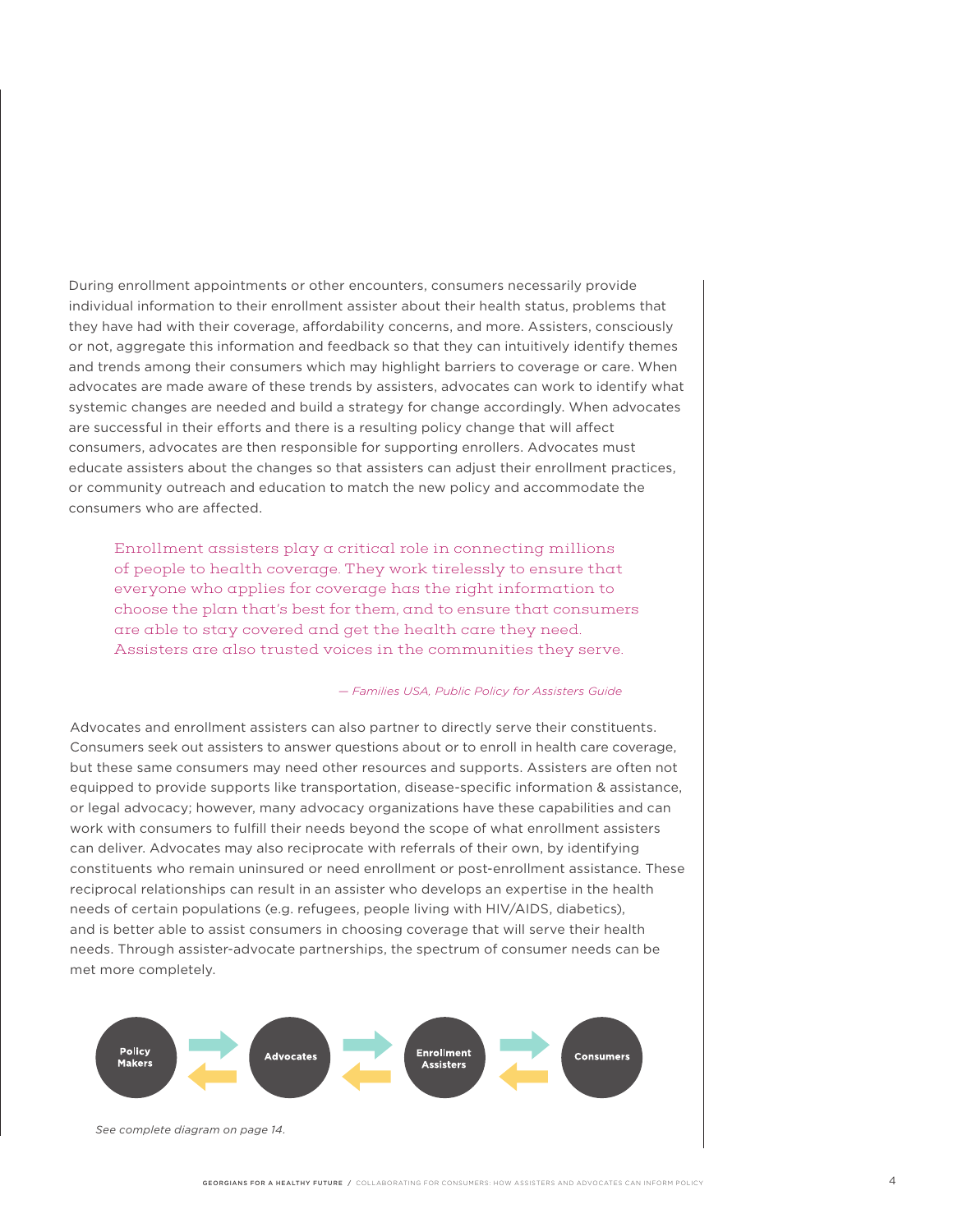During enrollment appointments or other encounters, consumers necessarily provide individual information to their enrollment assister about their health status, problems that they have had with their coverage, affordability concerns, and more. Assisters, consciously or not, aggregate this information and feedback so that they can intuitively identify themes and trends among their consumers which may highlight barriers to coverage or care. When advocates are made aware of these trends by assisters, advocates can work to identify what systemic changes are needed and build a strategy for change accordingly. When advocates are successful in their efforts and there is a resulting policy change that will affect consumers, advocates are then responsible for supporting enrollers. Advocates must educate assisters about the changes so that assisters can adjust their enrollment practices, or community outreach and education to match the new policy and accommodate the consumers who are affected.

> Enrollment assisters play a critical role in connecting millions of people to health coverage. They work tirelessly to ensure that everyone who applies for coverage has the right information to choose the plan that's best for them, and to ensure that consumers are able to stay covered and get the health care they need. Assisters are also trusted voices in the communities they serve.
>
> *— Families USA, Public Policy for Assisters Guide*

Advocates and enrollment assisters can also partner to directly serve their constituents. Consumers seek out assisters to answer questions about or to enroll in health care coverage, but these same consumers may need other resources and supports. Assisters are often not equipped to provide supports like transportation, disease-specific information & assistance, or legal advocacy; however, many advocacy organizations have these capabilities and can work with consumers to fulfill their needs beyond the scope of what enrollment assisters can deliver. Advocates may also reciprocate with referrals of their own, by identifying constituents who remain uninsured or need enrollment or post-enrollment assistance. These reciprocal relationships can result in an assister who develops an expertise in the health needs of certain populations (e.g. refugees, people living with HIV/AIDS, diabetics), and is better able to assist consumers in choosing coverage that will serve their health needs. Through assister-advocate partnerships, the spectrum of consumer needs can be met more completely.

Policy Makers ⇄ Advocates ⇄ Enrollment Assisters ⇄ Consumers

*See complete diagram on page 14.*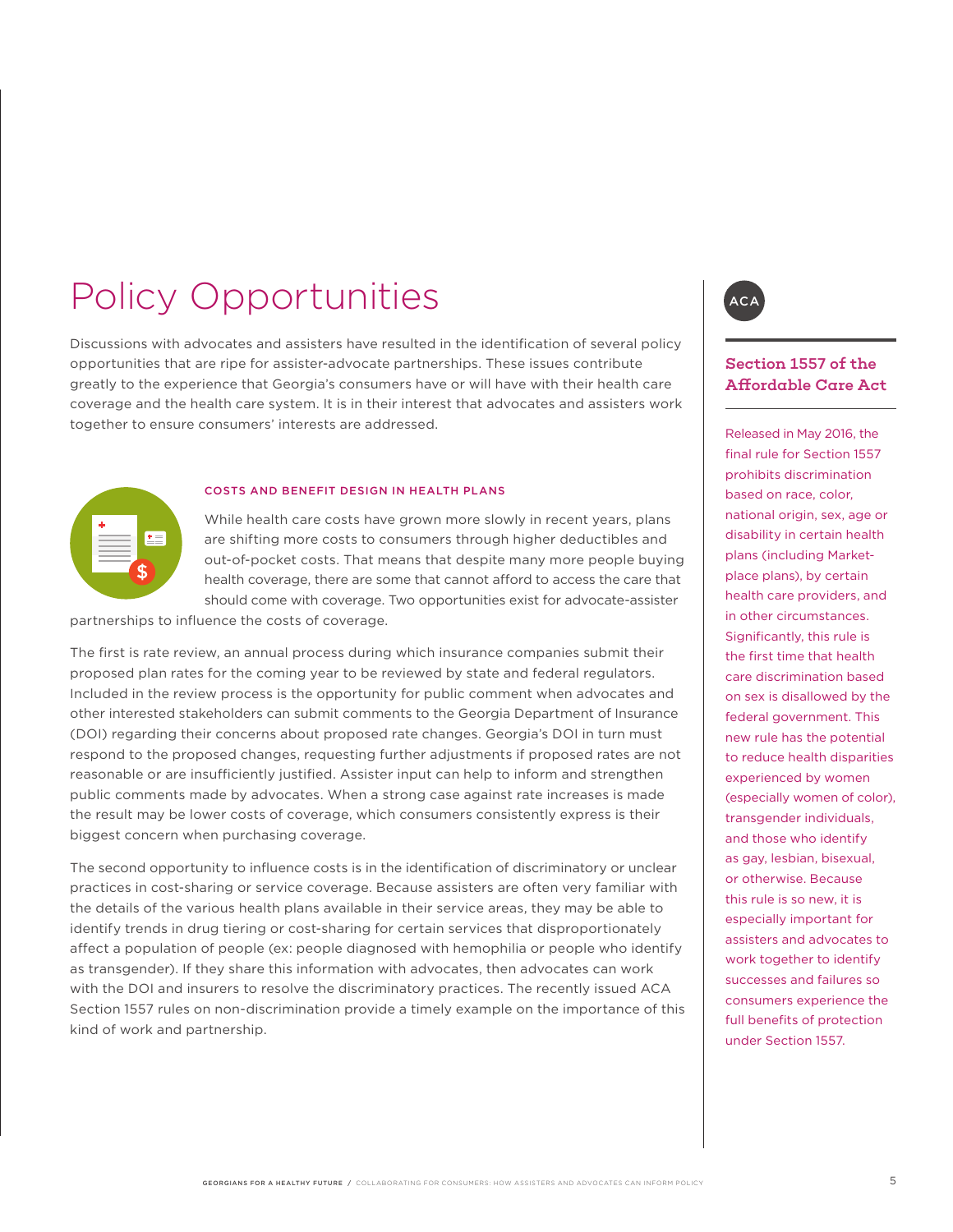# Policy Opportunities

Discussions with advocates and assisters have resulted in the identification of several policy opportunities that are ripe for assister-advocate partnerships. These issues contribute greatly to the experience that Georgia's consumers have or will have with their health care coverage and the health care system. It is in their interest that advocates and assisters work together to ensure consumers' interests are addressed.

### COSTS AND BENEFIT DESIGN IN HEALTH PLANS

While health care costs have grown more slowly in recent years, plans are shifting more costs to consumers through higher deductibles and out-of-pocket costs. That means that despite many more people buying health coverage, there are some that cannot afford to access the care that should come with coverage. Two opportunities exist for advocate-assister partnerships to influence the costs of coverage.

The first is rate review, an annual process during which insurance companies submit their proposed plan rates for the coming year to be reviewed by state and federal regulators. Included in the review process is the opportunity for public comment when advocates and other interested stakeholders can submit comments to the Georgia Department of Insurance (DOI) regarding their concerns about proposed rate changes. Georgia's DOI in turn must respond to the proposed changes, requesting further adjustments if proposed rates are not reasonable or are insufficiently justified. Assister input can help to inform and strengthen public comments made by advocates. When a strong case against rate increases is made the result may be lower costs of coverage, which consumers consistently express is their biggest concern when purchasing coverage.

The second opportunity to influence costs is in the identification of discriminatory or unclear practices in cost-sharing or service coverage. Because assisters are often very familiar with the details of the various health plans available in their service areas, they may be able to identify trends in drug tiering or cost-sharing for certain services that disproportionately affect a population of people (ex: people diagnosed with hemophilia or people who identify as transgender). If they share this information with advocates, then advocates can work with the DOI and insurers to resolve the discriminatory practices. The recently issued ACA Section 1557 rules on non-discrimination provide a timely example on the importance of this kind of work and partnership.

ACA

### Section 1557 of the Affordable Care Act

Released in May 2016, the final rule for Section 1557 prohibits discrimination based on race, color, national origin, sex, age or disability in certain health plans (including Marketplace plans), by certain health care providers, and in other circumstances. Significantly, this rule is the first time that health care discrimination based on sex is disallowed by the federal government. This new rule has the potential to reduce health disparities experienced by women (especially women of color), transgender individuals, and those who identify as gay, lesbian, bisexual, or otherwise. Because this rule is so new, it is especially important for assisters and advocates to work together to identify successes and failures so consumers experience the full benefits of protection under Section 1557.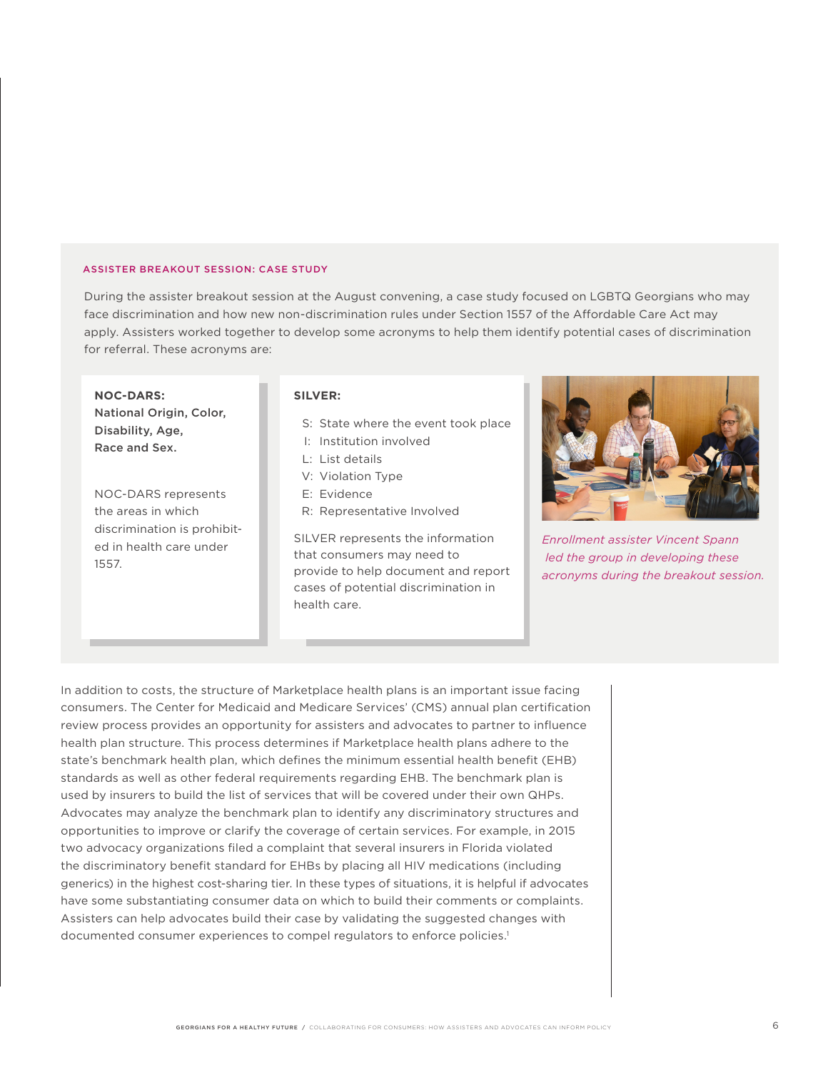## ASSISTER BREAKOUT SESSION: CASE STUDY

During the assister breakout session at the August convening, a case study focused on LGBTQ Georgians who may face discrimination and how new non-discrimination rules under Section 1557 of the Affordable Care Act may apply. Assisters worked together to develop some acronyms to help them identify potential cases of discrimination for referral. These acronyms are:

**NOC-DARS:**
**National Origin, Color, Disability, Age, Race and Sex.**

NOC-DARS represents the areas in which discrimination is prohibited in health care under 1557.

**SILVER:**

- S: State where the event took place
- I: Institution involved
- L: List details
- V: Violation Type
- E: Evidence
- R: Representative Involved

SILVER represents the information that consumers may need to provide to help document and report cases of potential discrimination in health care.

*Enrollment assister Vincent Spann led the group in developing these acronyms during the breakout session.*

In addition to costs, the structure of Marketplace health plans is an important issue facing consumers. The Center for Medicaid and Medicare Services' (CMS) annual plan certification review process provides an opportunity for assisters and advocates to partner to influence health plan structure. This process determines if Marketplace health plans adhere to the state's benchmark health plan, which defines the minimum essential health benefit (EHB) standards as well as other federal requirements regarding EHB. The benchmark plan is used by insurers to build the list of services that will be covered under their own QHPs. Advocates may analyze the benchmark plan to identify any discriminatory structures and opportunities to improve or clarify the coverage of certain services. For example, in 2015 two advocacy organizations filed a complaint that several insurers in Florida violated the discriminatory benefit standard for EHBs by placing all HIV medications (including generics) in the highest cost-sharing tier. In these types of situations, it is helpful if advocates have some substantiating consumer data on which to build their comments or complaints. Assisters can help advocates build their case by validating the suggested changes with documented consumer experiences to compel regulators to enforce policies.[1]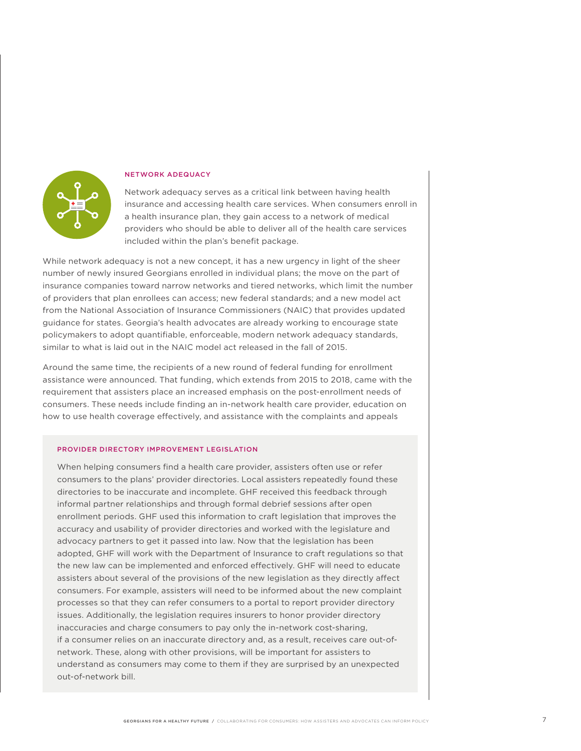## NETWORK ADEQUACY

Network adequacy serves as a critical link between having health insurance and accessing health care services. When consumers enroll in a health insurance plan, they gain access to a network of medical providers who should be able to deliver all of the health care services included within the plan's benefit package.

While network adequacy is not a new concept, it has a new urgency in light of the sheer number of newly insured Georgians enrolled in individual plans; the move on the part of insurance companies toward narrow networks and tiered networks, which limit the number of providers that plan enrollees can access; new federal standards; and a new model act from the National Association of Insurance Commissioners (NAIC) that provides updated guidance for states. Georgia's health advocates are already working to encourage state policymakers to adopt quantifiable, enforceable, modern network adequacy standards, similar to what is laid out in the NAIC model act released in the fall of 2015.

Around the same time, the recipients of a new round of federal funding for enrollment assistance were announced. That funding, which extends from 2015 to 2018, came with the requirement that assisters place an increased emphasis on the post-enrollment needs of consumers. These needs include finding an in-network health care provider, education on how to use health coverage effectively, and assistance with the complaints and appeals

### PROVIDER DIRECTORY IMPROVEMENT LEGISLATION

When helping consumers find a health care provider, assisters often use or refer consumers to the plans' provider directories. Local assisters repeatedly found these directories to be inaccurate and incomplete. GHF received this feedback through informal partner relationships and through formal debrief sessions after open enrollment periods. GHF used this information to craft legislation that improves the accuracy and usability of provider directories and worked with the legislature and advocacy partners to get it passed into law. Now that the legislation has been adopted, GHF will work with the Department of Insurance to craft regulations so that the new law can be implemented and enforced effectively. GHF will need to educate assisters about several of the provisions of the new legislation as they directly affect consumers. For example, assisters will need to be informed about the new complaint processes so that they can refer consumers to a portal to report provider directory issues. Additionally, the legislation requires insurers to honor provider directory inaccuracies and charge consumers to pay only the in-network cost-sharing, if a consumer relies on an inaccurate directory and, as a result, receives care out-of-network. These, along with other provisions, will be important for assisters to understand as consumers may come to them if they are surprised by an unexpected out-of-network bill.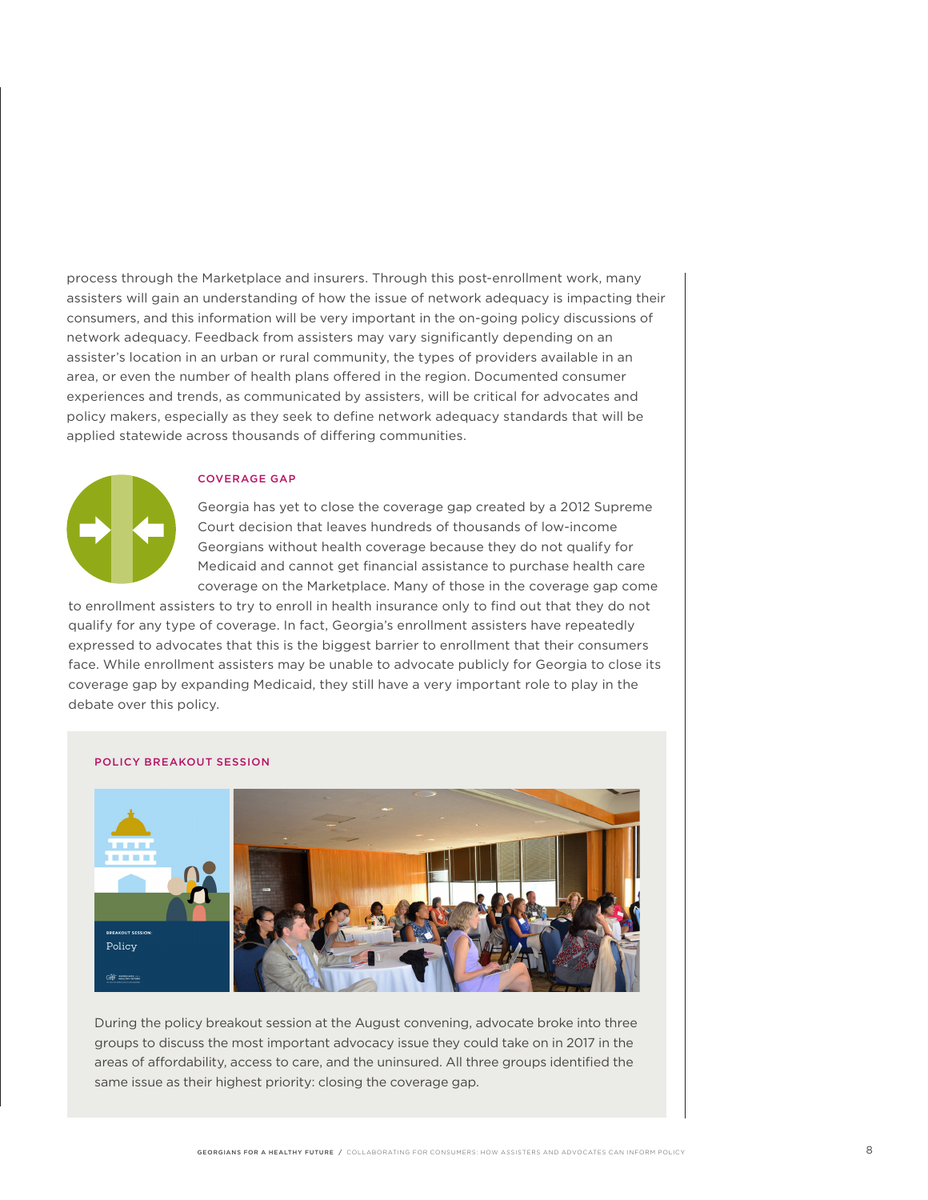process through the Marketplace and insurers. Through this post-enrollment work, many assisters will gain an understanding of how the issue of network adequacy is impacting their consumers, and this information will be very important in the on-going policy discussions of network adequacy. Feedback from assisters may vary significantly depending on an assister's location in an urban or rural community, the types of providers available in an area, or even the number of health plans offered in the region. Documented consumer experiences and trends, as communicated by assisters, will be critical for advocates and policy makers, especially as they seek to define network adequacy standards that will be applied statewide across thousands of differing communities.

### COVERAGE GAP

Georgia has yet to close the coverage gap created by a 2012 Supreme Court decision that leaves hundreds of thousands of low-income Georgians without health coverage because they do not qualify for Medicaid and cannot get financial assistance to purchase health care coverage on the Marketplace. Many of those in the coverage gap come to enrollment assisters to try to enroll in health insurance only to find out that they do not qualify for any type of coverage. In fact, Georgia's enrollment assisters have repeatedly expressed to advocates that this is the biggest barrier to enrollment that their consumers face. While enrollment assisters may be unable to advocate publicly for Georgia to close its coverage gap by expanding Medicaid, they still have a very important role to play in the debate over this policy.

### POLICY BREAKOUT SESSION

During the policy breakout session at the August convening, advocate broke into three groups to discuss the most important advocacy issue they could take on in 2017 in the areas of affordability, access to care, and the uninsured. All three groups identified the same issue as their highest priority: closing the coverage gap.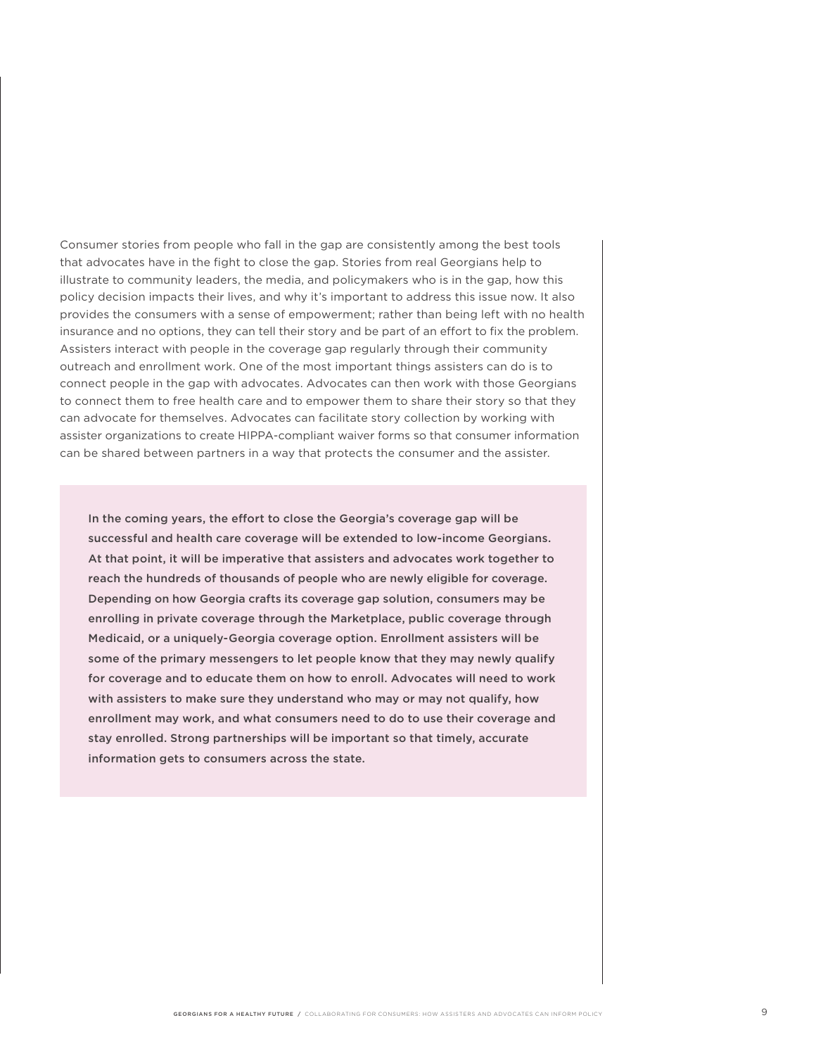Consumer stories from people who fall in the gap are consistently among the best tools that advocates have in the fight to close the gap. Stories from real Georgians help to illustrate to community leaders, the media, and policymakers who is in the gap, how this policy decision impacts their lives, and why it's important to address this issue now. It also provides the consumers with a sense of empowerment; rather than being left with no health insurance and no options, they can tell their story and be part of an effort to fix the problem. Assisters interact with people in the coverage gap regularly through their community outreach and enrollment work. One of the most important things assisters can do is to connect people in the gap with advocates. Advocates can then work with those Georgians to connect them to free health care and to empower them to share their story so that they can advocate for themselves. Advocates can facilitate story collection by working with assister organizations to create HIPPA-compliant waiver forms so that consumer information can be shared between partners in a way that protects the consumer and the assister.

**In the coming years, the effort to close the Georgia's coverage gap will be successful and health care coverage will be extended to low-income Georgians. At that point, it will be imperative that assisters and advocates work together to reach the hundreds of thousands of people who are newly eligible for coverage. Depending on how Georgia crafts its coverage gap solution, consumers may be enrolling in private coverage through the Marketplace, public coverage through Medicaid, or a uniquely-Georgia coverage option. Enrollment assisters will be some of the primary messengers to let people know that they may newly qualify for coverage and to educate them on how to enroll. Advocates will need to work with assisters to make sure they understand who may or may not qualify, how enrollment may work, and what consumers need to do to use their coverage and stay enrolled. Strong partnerships will be important so that timely, accurate information gets to consumers across the state.**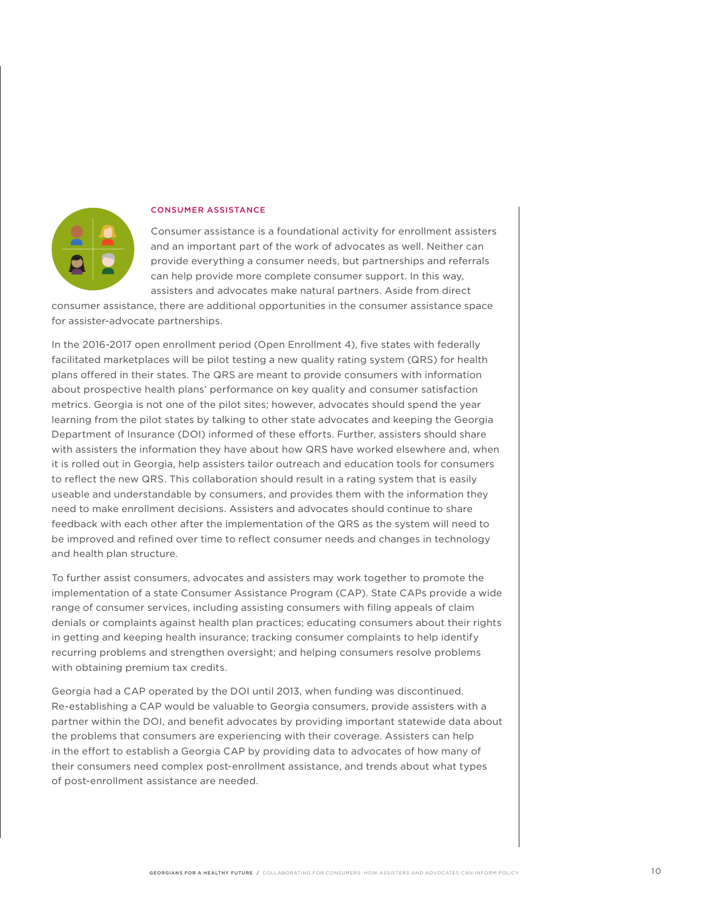## CONSUMER ASSISTANCE

Consumer assistance is a foundational activity for enrollment assisters and an important part of the work of advocates as well. Neither can provide everything a consumer needs, but partnerships and referrals can help provide more complete consumer support. In this way, assisters and advocates make natural partners. Aside from direct consumer assistance, there are additional opportunities in the consumer assistance space for assister-advocate partnerships.

In the 2016-2017 open enrollment period (Open Enrollment 4), five states with federally facilitated marketplaces will be pilot testing a new quality rating system (QRS) for health plans offered in their states. The QRS are meant to provide consumers with information about prospective health plans' performance on key quality and consumer satisfaction metrics. Georgia is not one of the pilot sites; however, advocates should spend the year learning from the pilot states by talking to other state advocates and keeping the Georgia Department of Insurance (DOI) informed of these efforts. Further, assisters should share with assisters the information they have about how QRS have worked elsewhere and, when it is rolled out in Georgia, help assisters tailor outreach and education tools for consumers to reflect the new QRS. This collaboration should result in a rating system that is easily useable and understandable by consumers, and provides them with the information they need to make enrollment decisions. Assisters and advocates should continue to share feedback with each other after the implementation of the QRS as the system will need to be improved and refined over time to reflect consumer needs and changes in technology and health plan structure.

To further assist consumers, advocates and assisters may work together to promote the implementation of a state Consumer Assistance Program (CAP). State CAPs provide a wide range of consumer services, including assisting consumers with filing appeals of claim denials or complaints against health plan practices; educating consumers about their rights in getting and keeping health insurance; tracking consumer complaints to help identify recurring problems and strengthen oversight; and helping consumers resolve problems with obtaining premium tax credits.

Georgia had a CAP operated by the DOI until 2013, when funding was discontinued. Re-establishing a CAP would be valuable to Georgia consumers, provide assisters with a partner within the DOI, and benefit advocates by providing important statewide data about the problems that consumers are experiencing with their coverage. Assisters can help in the effort to establish a Georgia CAP by providing data to advocates of how many of their consumers need complex post-enrollment assistance, and trends about what types of post-enrollment assistance are needed.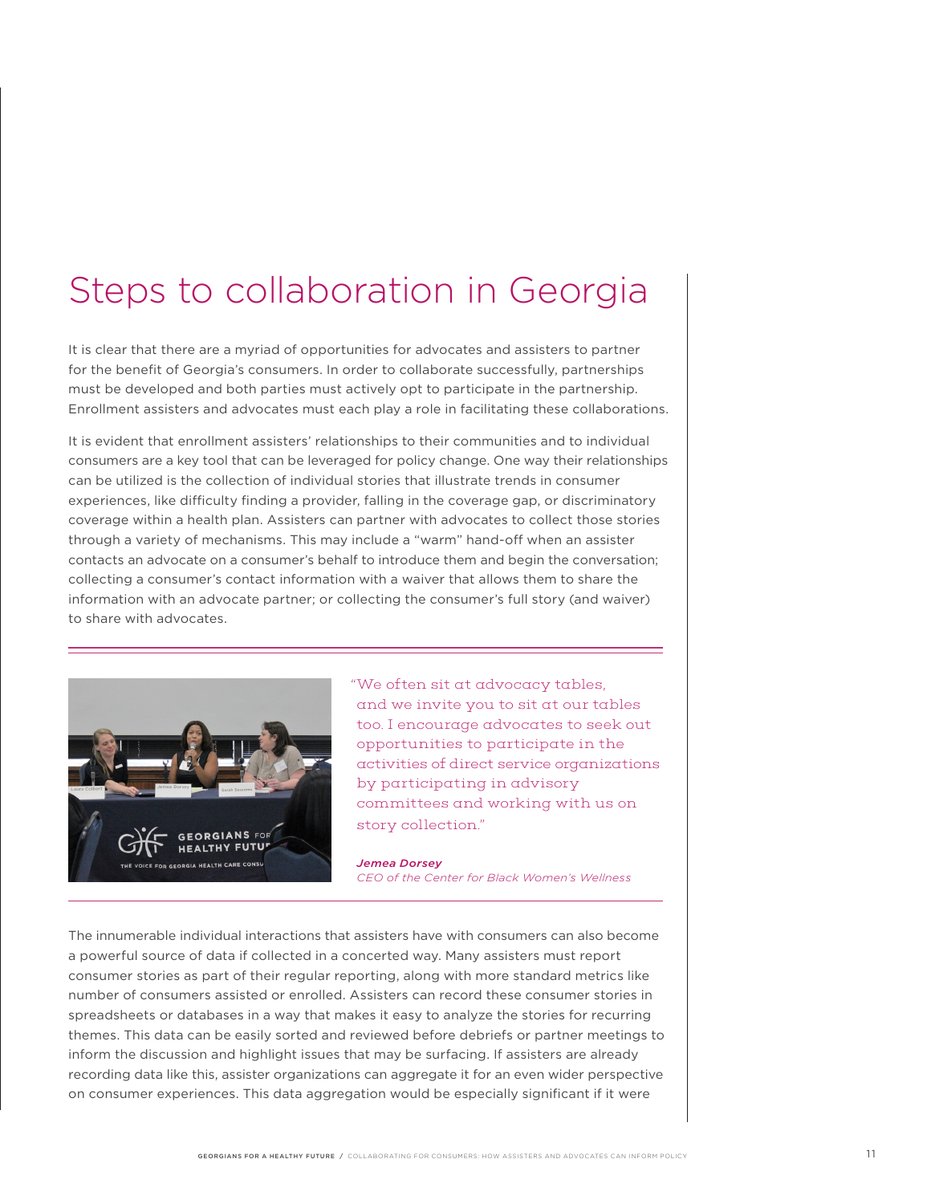# Steps to collaboration in Georgia

It is clear that there are a myriad of opportunities for advocates and assisters to partner for the benefit of Georgia's consumers. In order to collaborate successfully, partnerships must be developed and both parties must actively opt to participate in the partnership. Enrollment assisters and advocates must each play a role in facilitating these collaborations.

It is evident that enrollment assisters' relationships to their communities and to individual consumers are a key tool that can be leveraged for policy change. One way their relationships can be utilized is the collection of individual stories that illustrate trends in consumer experiences, like difficulty finding a provider, falling in the coverage gap, or discriminatory coverage within a health plan. Assisters can partner with advocates to collect those stories through a variety of mechanisms. This may include a "warm" hand-off when an assister contacts an advocate on a consumer's behalf to introduce them and begin the conversation; collecting a consumer's contact information with a waiver that allows them to share the information with an advocate partner; or collecting the consumer's full story (and waiver) to share with advocates.

> "We often sit at advocacy tables, and we invite you to sit at our tables too. I encourage advocates to seek out opportunities to participate in the activities of direct service organizations by participating in advisory committees and working with us on story collection."
>
> ***Jemea Dorsey***
> *CEO of the Center for Black Women's Wellness*

The innumerable individual interactions that assisters have with consumers can also become a powerful source of data if collected in a concerted way. Many assisters must report consumer stories as part of their regular reporting, along with more standard metrics like number of consumers assisted or enrolled. Assisters can record these consumer stories in spreadsheets or databases in a way that makes it easy to analyze the stories for recurring themes. This data can be easily sorted and reviewed before debriefs or partner meetings to inform the discussion and highlight issues that may be surfacing. If assisters are already recording data like this, assister organizations can aggregate it for an even wider perspective on consumer experiences. This data aggregation would be especially significant if it were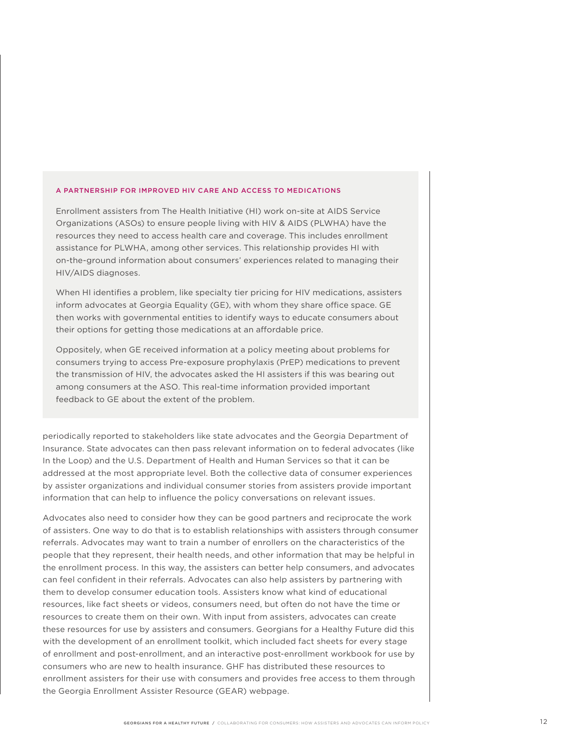### A PARTNERSHIP FOR IMPROVED HIV CARE AND ACCESS TO MEDICATIONS

Enrollment assisters from The Health Initiative (HI) work on-site at AIDS Service Organizations (ASOs) to ensure people living with HIV & AIDS (PLWHA) have the resources they need to access health care and coverage. This includes enrollment assistance for PLWHA, among other services. This relationship provides HI with on-the-ground information about consumers' experiences related to managing their HIV/AIDS diagnoses.

When HI identifies a problem, like specialty tier pricing for HIV medications, assisters inform advocates at Georgia Equality (GE), with whom they share office space. GE then works with governmental entities to identify ways to educate consumers about their options for getting those medications at an affordable price.

Oppositely, when GE received information at a policy meeting about problems for consumers trying to access Pre-exposure prophylaxis (PrEP) medications to prevent the transmission of HIV, the advocates asked the HI assisters if this was bearing out among consumers at the ASO. This real-time information provided important feedback to GE about the extent of the problem.

periodically reported to stakeholders like state advocates and the Georgia Department of Insurance. State advocates can then pass relevant information on to federal advocates (like In the Loop) and the U.S. Department of Health and Human Services so that it can be addressed at the most appropriate level. Both the collective data of consumer experiences by assister organizations and individual consumer stories from assisters provide important information that can help to influence the policy conversations on relevant issues.

Advocates also need to consider how they can be good partners and reciprocate the work of assisters. One way to do that is to establish relationships with assisters through consumer referrals. Advocates may want to train a number of enrollers on the characteristics of the people that they represent, their health needs, and other information that may be helpful in the enrollment process. In this way, the assisters can better help consumers, and advocates can feel confident in their referrals. Advocates can also help assisters by partnering with them to develop consumer education tools. Assisters know what kind of educational resources, like fact sheets or videos, consumers need, but often do not have the time or resources to create them on their own. With input from assisters, advocates can create these resources for use by assisters and consumers. Georgians for a Healthy Future did this with the development of an enrollment toolkit, which included fact sheets for every stage of enrollment and post-enrollment, and an interactive post-enrollment workbook for use by consumers who are new to health insurance. GHF has distributed these resources to enrollment assisters for their use with consumers and provides free access to them through the Georgia Enrollment Assister Resource (GEAR) webpage.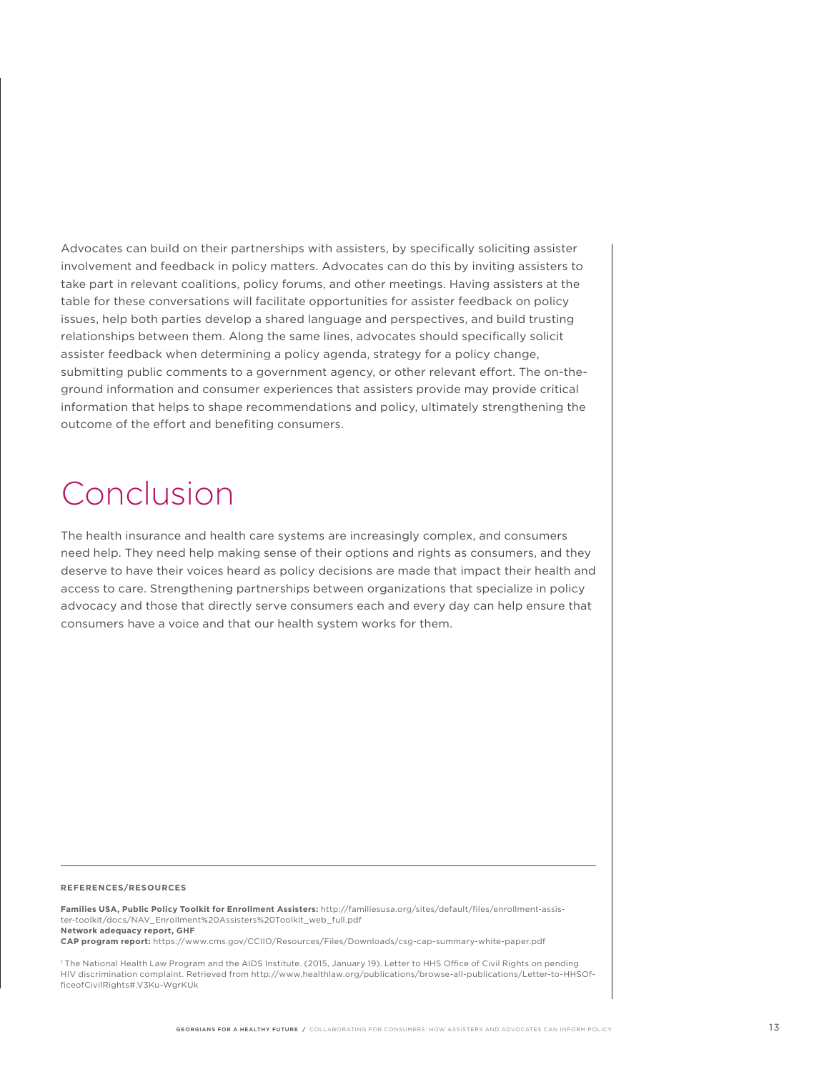Advocates can build on their partnerships with assisters, by specifically soliciting assister involvement and feedback in policy matters. Advocates can do this by inviting assisters to take part in relevant coalitions, policy forums, and other meetings. Having assisters at the table for these conversations will facilitate opportunities for assister feedback on policy issues, help both parties develop a shared language and perspectives, and build trusting relationships between them. Along the same lines, advocates should specifically solicit assister feedback when determining a policy agenda, strategy for a policy change, submitting public comments to a government agency, or other relevant effort. The on-the-ground information and consumer experiences that assisters provide may provide critical information that helps to shape recommendations and policy, ultimately strengthening the outcome of the effort and benefiting consumers.

# Conclusion

The health insurance and health care systems are increasingly complex, and consumers need help. They need help making sense of their options and rights as consumers, and they deserve to have their voices heard as policy decisions are made that impact their health and access to care. Strengthening partnerships between organizations that specialize in policy advocacy and those that directly serve consumers each and every day can help ensure that consumers have a voice and that our health system works for them.

---

**REFERENCES/RESOURCES**

**Families USA, Public Policy Toolkit for Enrollment Assisters:** http://familiesusa.org/sites/default/files/enrollment-assister-toolkit/docs/NAV_Enrollment%20Assisters%20Toolkit_web_full.pdf
**Network adequacy report, GHF**
**CAP program report:** https://www.cms.gov/CCIIO/Resources/Files/Downloads/csg-cap-summary-white-paper.pdf

[1] The National Health Law Program and the AIDS Institute. (2015, January 19). Letter to HHS Office of Civil Rights on pending HIV discrimination complaint. Retrieved from http://www.healthlaw.org/publications/browse-all-publications/Letter-to-HHSOfficeofCivilRights#.V3Ku-WgrKUk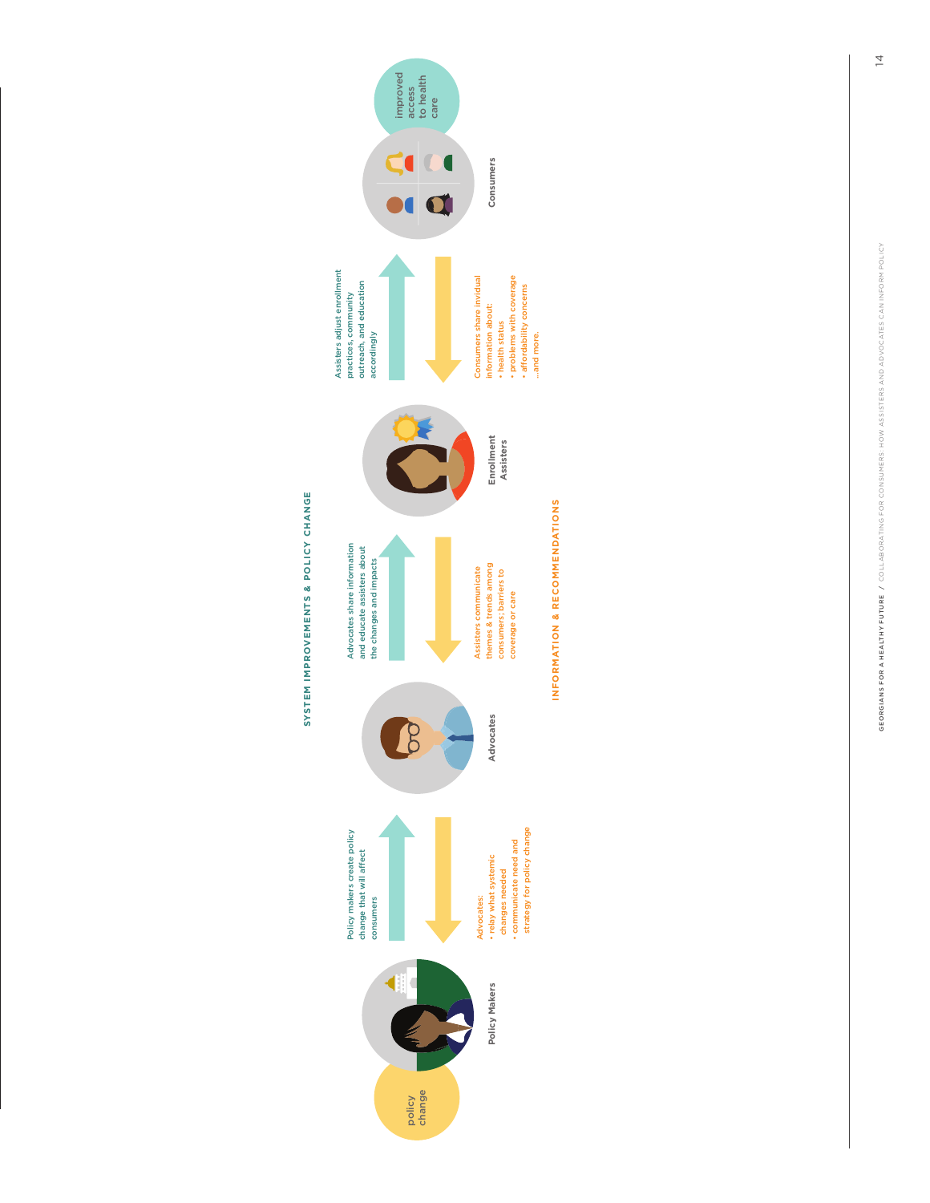## SYSTEM IMPROVEMENTS & POLICY CHANGE

policy change

**Policy Makers**

Policy makers create policy change that will affect consumers

Advocates:
- relay what systemic changes needed
- communicate need and strategy for policy change

**Advocates**

Advocates share information and educate assisters about the changes and impacts

Assisters communicate themes & trends among consumers; barriers to coverage or care

**Enrollment Assisters**

Assisters adjust enrollment practices, community outreach, and education accordingly

Consumers share invidual information about:
- health status
- problems with coverage
- affordability concerns

...and more.

**Consumers**

improved access to health care

## INFORMATION & RECOMMENDATIONS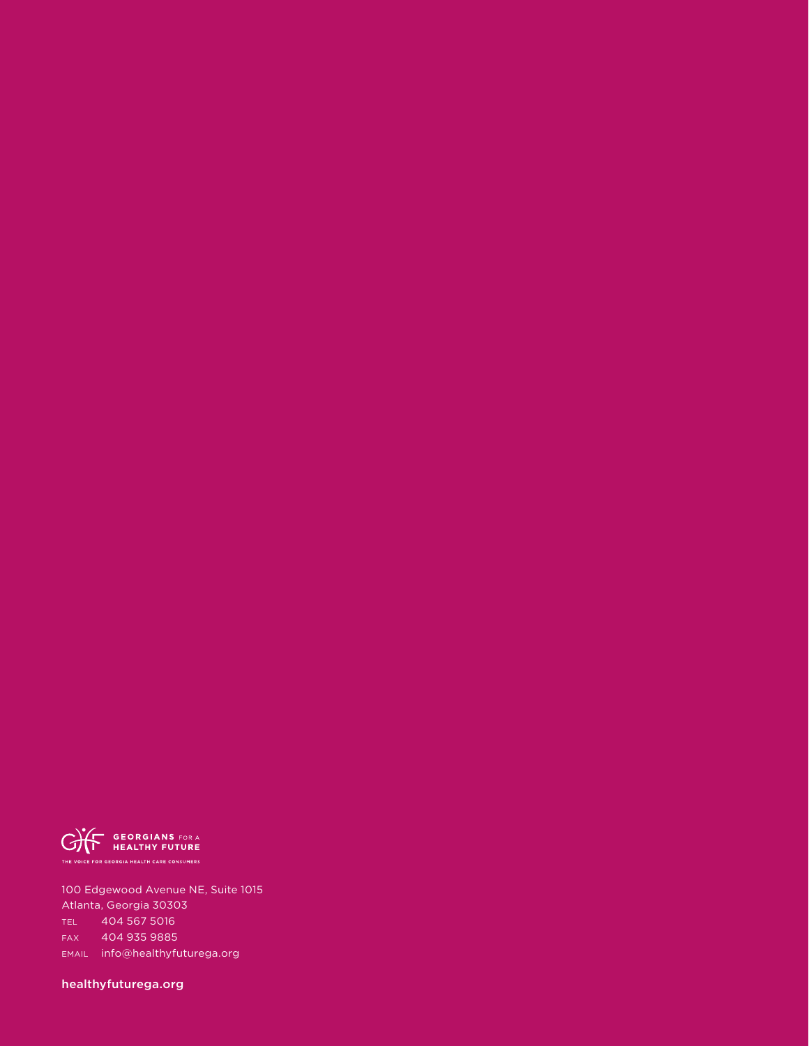GEORGIANS FOR A HEALTHY FUTURE

THE VOICE FOR GEORGIA HEALTH CARE CONSUMERS

100 Edgewood Avenue NE, Suite 1015
Atlanta, Georgia 30303
TEL 404 567 5016
FAX 404 935 9885
EMAIL info@healthyfuturega.org

healthyfuturega.org